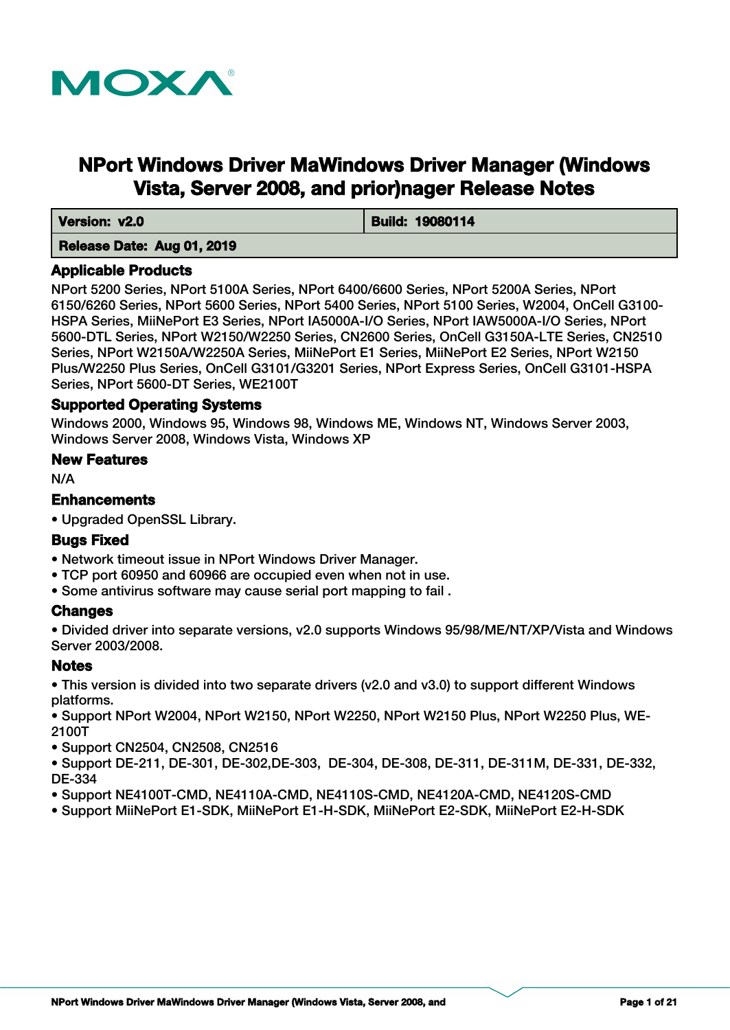MOXA®

# NPort Windows Driver MaWindows Driver Manager (Windows Vista, Server 2008, and prior)nager Release Notes

| **Version: v2.0** | **Build: 19080114** |
|---|---|
| **Release Date: Aug 01, 2019** | |

## Applicable Products

NPort 5200 Series, NPort 5100A Series, NPort 6400/6600 Series, NPort 5200A Series, NPort 6150/6260 Series, NPort 5600 Series, NPort 5400 Series, NPort 5100 Series, W2004, OnCell G3100-HSPA Series, MiiNePort E3 Series, NPort IA5000A-I/O Series, NPort IAW5000A-I/O Series, NPort 5600-DTL Series, NPort W2150/W2250 Series, CN2600 Series, OnCell G3150A-LTE Series, CN2510 Series, NPort W2150A/W2250A Series, MiiNePort E1 Series, MiiNePort E2 Series, NPort W2150 Plus/W2250 Plus Series, OnCell G3101/G3201 Series, NPort Express Series, OnCell G3101-HSPA Series, NPort 5600-DT Series, WE2100T

## Supported Operating Systems

Windows 2000, Windows 95, Windows 98, Windows ME, Windows NT, Windows Server 2003, Windows Server 2008, Windows Vista, Windows XP

## New Features

N/A

## Enhancements

- Upgraded OpenSSL Library.

## Bugs Fixed

- Network timeout issue in NPort Windows Driver Manager.
- TCP port 60950 and 60966 are occupied even when not in use.
- Some antivirus software may cause serial port mapping to fail .

## Changes

- Divided driver into separate versions, v2.0 supports Windows 95/98/ME/NT/XP/Vista and Windows Server 2003/2008.

## Notes

- This version is divided into two separate drivers (v2.0 and v3.0) to support different Windows platforms.
- Support NPort W2004, NPort W2150, NPort W2250, NPort W2150 Plus, NPort W2250 Plus, WE-2100T
- Support CN2504, CN2508, CN2516
- Support DE-211, DE-301, DE-302,DE-303, DE-304, DE-308, DE-311, DE-311M, DE-331, DE-332, DE-334
- Support NE4100T-CMD, NE4110A-CMD, NE4110S-CMD, NE4120A-CMD, NE4120S-CMD
- Support MiiNePort E1-SDK, MiiNePort E1-H-SDK, MiiNePort E2-SDK, MiiNePort E2-H-SDK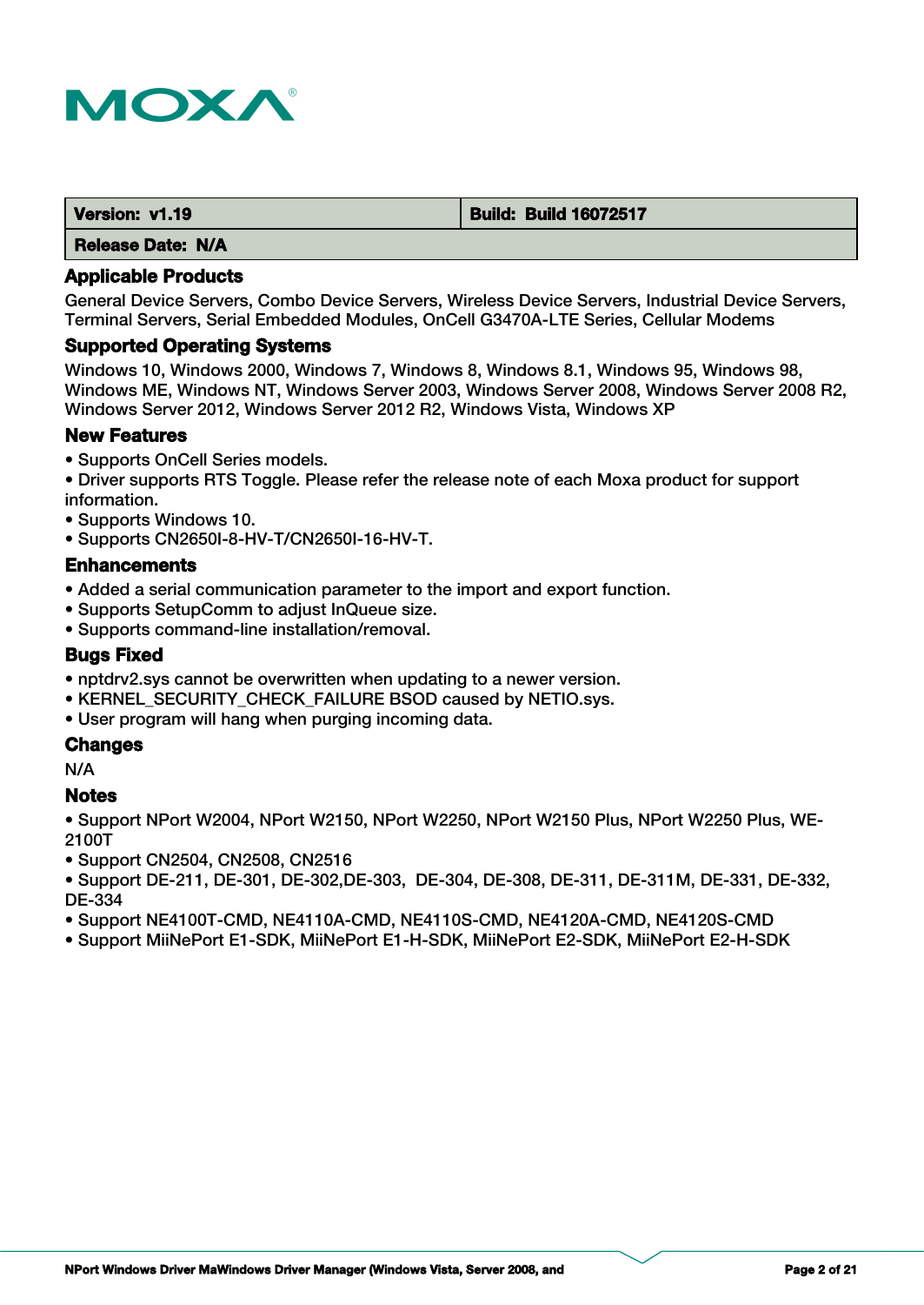| Version: v1.19 | Build: Build 16072517 |
| --- | --- |
| Release Date: N/A | |

### Applicable Products

General Device Servers, Combo Device Servers, Wireless Device Servers, Industrial Device Servers, Terminal Servers, Serial Embedded Modules, OnCell G3470A-LTE Series, Cellular Modems

### Supported Operating Systems

Windows 10, Windows 2000, Windows 7, Windows 8, Windows 8.1, Windows 95, Windows 98, Windows ME, Windows NT, Windows Server 2003, Windows Server 2008, Windows Server 2008 R2, Windows Server 2012, Windows Server 2012 R2, Windows Vista, Windows XP

### New Features

- Supports OnCell Series models.
- Driver supports RTS Toggle. Please refer the release note of each Moxa product for support information.
- Supports Windows 10.
- Supports CN2650I-8-HV-T/CN2650I-16-HV-T.

### Enhancements

- Added a serial communication parameter to the import and export function.
- Supports SetupComm to adjust InQueue size.
- Supports command-line installation/removal.

### Bugs Fixed

- nptdrv2.sys cannot be overwritten when updating to a newer version.
- KERNEL_SECURITY_CHECK_FAILURE BSOD caused by NETIO.sys.
- User program will hang when purging incoming data.

### Changes

N/A

### Notes

- Support NPort W2004, NPort W2150, NPort W2250, NPort W2150 Plus, NPort W2250 Plus, WE-2100T
- Support CN2504, CN2508, CN2516
- Support DE-211, DE-301, DE-302,DE-303, DE-304, DE-308, DE-311, DE-311M, DE-331, DE-332, DE-334
- Support NE4100T-CMD, NE4110A-CMD, NE4110S-CMD, NE4120A-CMD, NE4120S-CMD
- Support MiiNePort E1-SDK, MiiNePort E1-H-SDK, MiiNePort E2-SDK, MiiNePort E2-H-SDK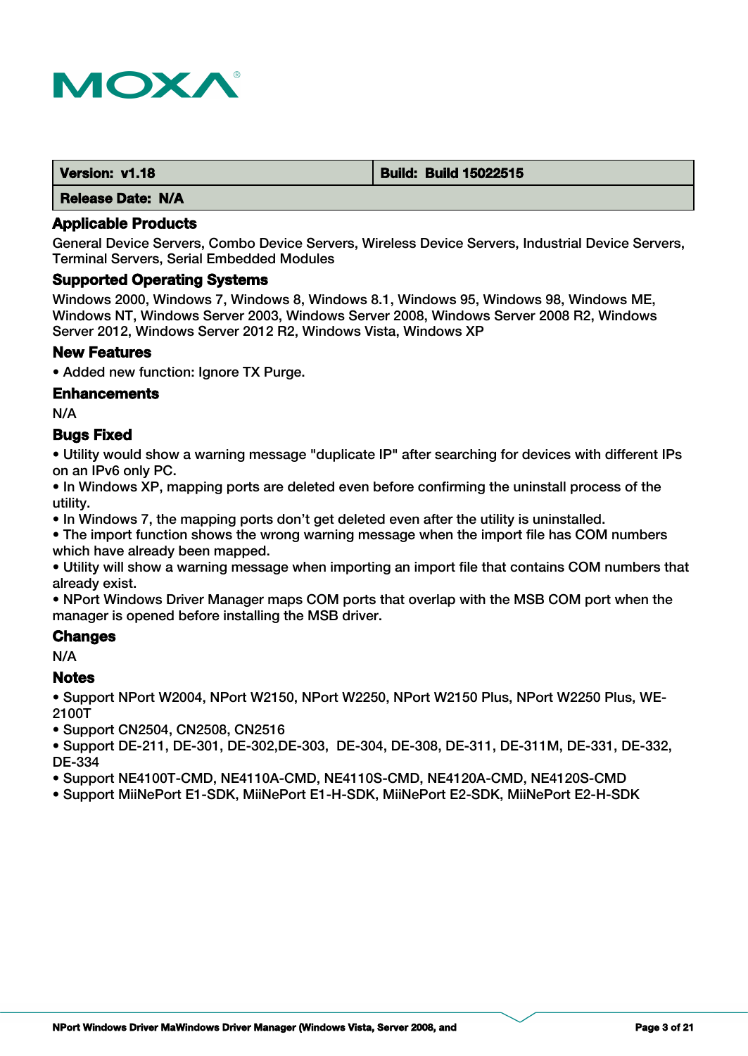| Version: v1.18 | Build: Build 15022515 |
|---|---|
| Release Date: N/A | |

### Applicable Products

General Device Servers, Combo Device Servers, Wireless Device Servers, Industrial Device Servers, Terminal Servers, Serial Embedded Modules

### Supported Operating Systems

Windows 2000, Windows 7, Windows 8, Windows 8.1, Windows 95, Windows 98, Windows ME, Windows NT, Windows Server 2003, Windows Server 2008, Windows Server 2008 R2, Windows Server 2012, Windows Server 2012 R2, Windows Vista, Windows XP

### New Features

• Added new function: Ignore TX Purge.

### Enhancements

N/A

### Bugs Fixed

• Utility would show a warning message "duplicate IP" after searching for devices with different IPs on an IPv6 only PC.
• In Windows XP, mapping ports are deleted even before confirming the uninstall process of the utility.
• In Windows 7, the mapping ports don't get deleted even after the utility is uninstalled.
• The import function shows the wrong warning message when the import file has COM numbers which have already been mapped.
• Utility will show a warning message when importing an import file that contains COM numbers that already exist.
• NPort Windows Driver Manager maps COM ports that overlap with the MSB COM port when the manager is opened before installing the MSB driver.

### Changes

N/A

### Notes

• Support NPort W2004, NPort W2150, NPort W2250, NPort W2150 Plus, NPort W2250 Plus, WE-2100T
• Support CN2504, CN2508, CN2516
• Support DE-211, DE-301, DE-302,DE-303, DE-304, DE-308, DE-311, DE-311M, DE-331, DE-332, DE-334
• Support NE4100T-CMD, NE4110A-CMD, NE4110S-CMD, NE4120A-CMD, NE4120S-CMD
• Support MiiNePort E1-SDK, MiiNePort E1-H-SDK, MiiNePort E2-SDK, MiiNePort E2-H-SDK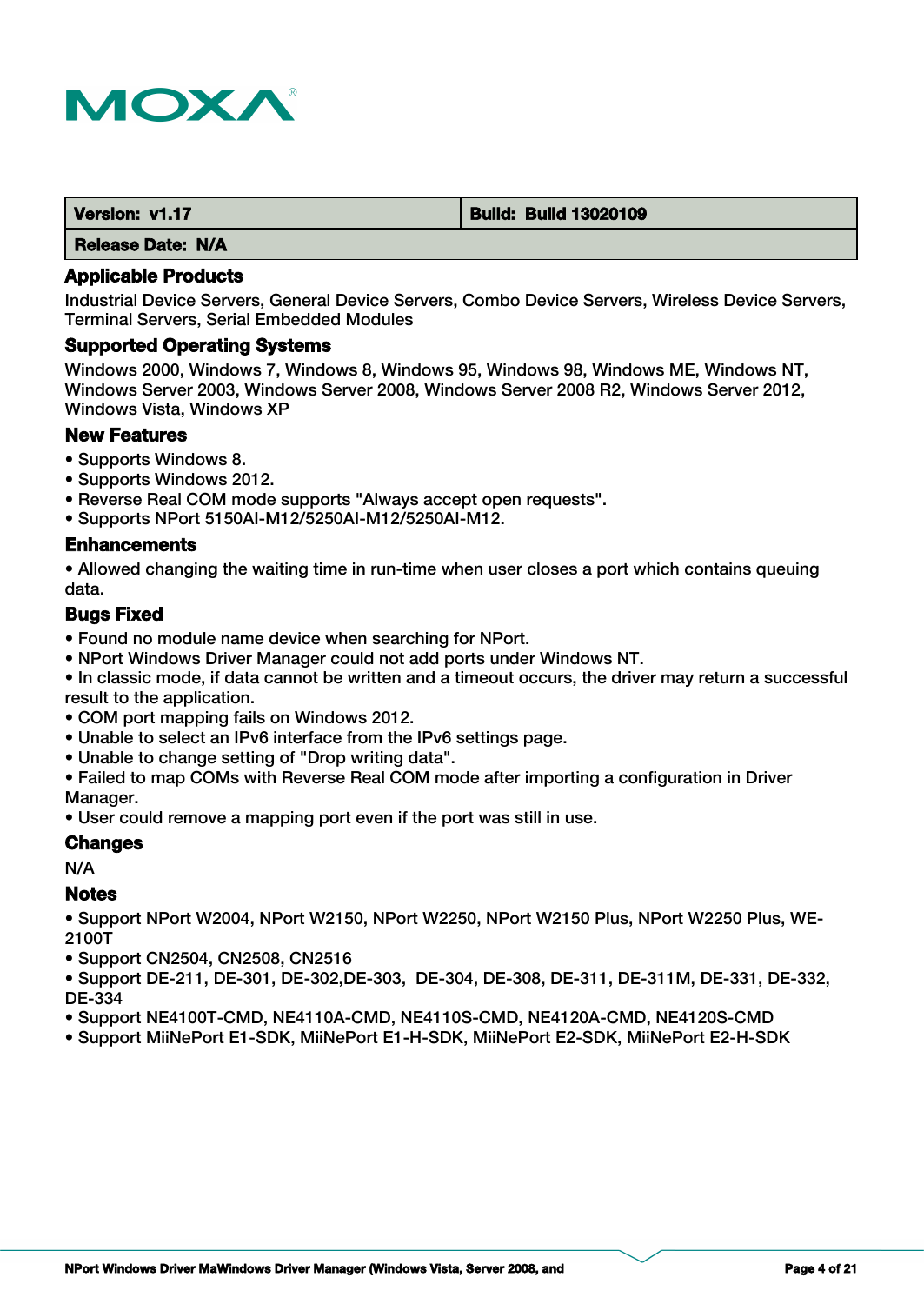| Version: v1.17 | Build: Build 13020109 |
| --- | --- |
| Release Date: N/A | |

### Applicable Products

Industrial Device Servers, General Device Servers, Combo Device Servers, Wireless Device Servers, Terminal Servers, Serial Embedded Modules

### Supported Operating Systems

Windows 2000, Windows 7, Windows 8, Windows 95, Windows 98, Windows ME, Windows NT, Windows Server 2003, Windows Server 2008, Windows Server 2008 R2, Windows Server 2012, Windows Vista, Windows XP

### New Features

- Supports Windows 8.
- Supports Windows 2012.
- Reverse Real COM mode supports "Always accept open requests".
- Supports NPort 5150AI-M12/5250AI-M12/5250AI-M12.

### Enhancements

- Allowed changing the waiting time in run-time when user closes a port which contains queuing data.

### Bugs Fixed

- Found no module name device when searching for NPort.
- NPort Windows Driver Manager could not add ports under Windows NT.
- In classic mode, if data cannot be written and a timeout occurs, the driver may return a successful result to the application.
- COM port mapping fails on Windows 2012.
- Unable to select an IPv6 interface from the IPv6 settings page.
- Unable to change setting of "Drop writing data".
- Failed to map COMs with Reverse Real COM mode after importing a configuration in Driver Manager.
- User could remove a mapping port even if the port was still in use.

### Changes

N/A

### Notes

- Support NPort W2004, NPort W2150, NPort W2250, NPort W2150 Plus, NPort W2250 Plus, WE-2100T
- Support CN2504, CN2508, CN2516
- Support DE-211, DE-301, DE-302,DE-303, DE-304, DE-308, DE-311, DE-311M, DE-331, DE-332, DE-334
- Support NE4100T-CMD, NE4110A-CMD, NE4110S-CMD, NE4120A-CMD, NE4120S-CMD
- Support MiiNePort E1-SDK, MiiNePort E1-H-SDK, MiiNePort E2-SDK, MiiNePort E2-H-SDK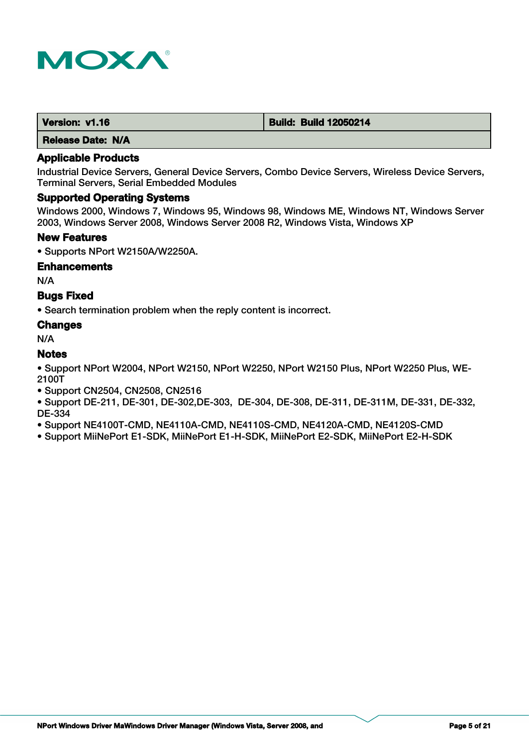| Version: v1.16 | Build: Build 12050214 |
| --- | --- |
| Release Date: N/A | |

### Applicable Products

Industrial Device Servers, General Device Servers, Combo Device Servers, Wireless Device Servers, Terminal Servers, Serial Embedded Modules

### Supported Operating Systems

Windows 2000, Windows 7, Windows 95, Windows 98, Windows ME, Windows NT, Windows Server 2003, Windows Server 2008, Windows Server 2008 R2, Windows Vista, Windows XP

### New Features

• Supports NPort W2150A/W2250A.

### Enhancements

N/A

### Bugs Fixed

• Search termination problem when the reply content is incorrect.

### Changes

N/A

### Notes

• Support NPort W2004, NPort W2150, NPort W2250, NPort W2150 Plus, NPort W2250 Plus, WE-2100T
• Support CN2504, CN2508, CN2516
• Support DE-211, DE-301, DE-302,DE-303, DE-304, DE-308, DE-311, DE-311M, DE-331, DE-332, DE-334
• Support NE4100T-CMD, NE4110A-CMD, NE4110S-CMD, NE4120A-CMD, NE4120S-CMD
• Support MiiNePort E1-SDK, MiiNePort E1-H-SDK, MiiNePort E2-SDK, MiiNePort E2-H-SDK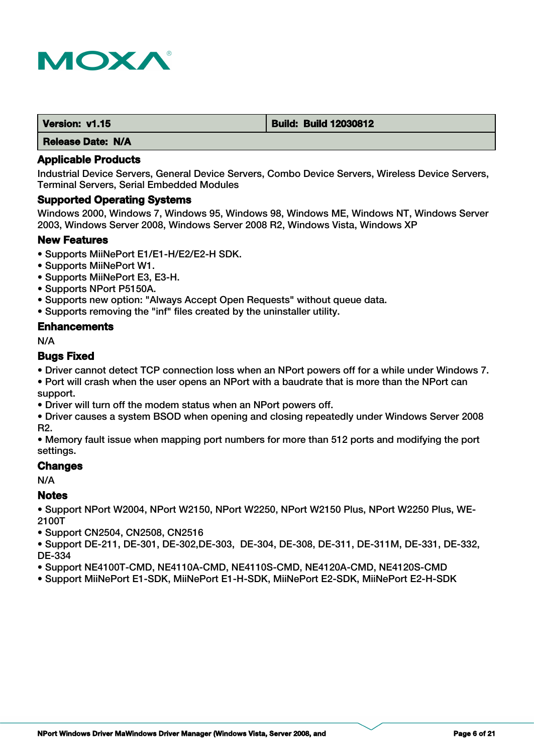| Version: v1.15 | Build: Build 12030812 |
|---|---|
| Release Date: N/A | |

### Applicable Products

Industrial Device Servers, General Device Servers, Combo Device Servers, Wireless Device Servers, Terminal Servers, Serial Embedded Modules

### Supported Operating Systems

Windows 2000, Windows 7, Windows 95, Windows 98, Windows ME, Windows NT, Windows Server 2003, Windows Server 2008, Windows Server 2008 R2, Windows Vista, Windows XP

### New Features

- Supports MiiNePort E1/E1-H/E2/E2-H SDK.
- Supports MiiNePort W1.
- Supports MiiNePort E3, E3-H.
- Supports NPort P5150A.
- Supports new option: "Always Accept Open Requests" without queue data.
- Supports removing the "inf" files created by the uninstaller utility.

### Enhancements

N/A

### Bugs Fixed

- Driver cannot detect TCP connection loss when an NPort powers off for a while under Windows 7.
- Port will crash when the user opens an NPort with a baudrate that is more than the NPort can support.
- Driver will turn off the modem status when an NPort powers off.
- Driver causes a system BSOD when opening and closing repeatedly under Windows Server 2008 R2.
- Memory fault issue when mapping port numbers for more than 512 ports and modifying the port settings.

### Changes

N/A

### Notes

- Support NPort W2004, NPort W2150, NPort W2250, NPort W2150 Plus, NPort W2250 Plus, WE-2100T
- Support CN2504, CN2508, CN2516
- Support DE-211, DE-301, DE-302,DE-303, DE-304, DE-308, DE-311, DE-311M, DE-331, DE-332, DE-334
- Support NE4100T-CMD, NE4110A-CMD, NE4110S-CMD, NE4120A-CMD, NE4120S-CMD
- Support MiiNePort E1-SDK, MiiNePort E1-H-SDK, MiiNePort E2-SDK, MiiNePort E2-H-SDK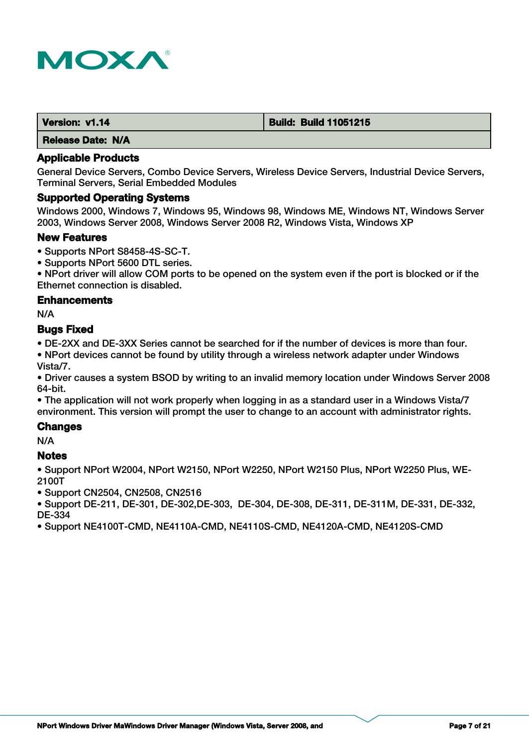| Version: v1.14 | Build: Build 11051215 |
| --- | --- |
| Release Date: N/A | |

### Applicable Products

General Device Servers, Combo Device Servers, Wireless Device Servers, Industrial Device Servers, Terminal Servers, Serial Embedded Modules

### Supported Operating Systems

Windows 2000, Windows 7, Windows 95, Windows 98, Windows ME, Windows NT, Windows Server 2003, Windows Server 2008, Windows Server 2008 R2, Windows Vista, Windows XP

### New Features

- Supports NPort S8458-4S-SC-T.
- Supports NPort 5600 DTL series.
- NPort driver will allow COM ports to be opened on the system even if the port is blocked or if the Ethernet connection is disabled.

### Enhancements

N/A

### Bugs Fixed

- DE-2XX and DE-3XX Series cannot be searched for if the number of devices is more than four.
- NPort devices cannot be found by utility through a wireless network adapter under Windows Vista/7.
- Driver causes a system BSOD by writing to an invalid memory location under Windows Server 2008 64-bit.
- The application will not work properly when logging in as a standard user in a Windows Vista/7 environment. This version will prompt the user to change to an account with administrator rights.

### Changes

N/A

### Notes

- Support NPort W2004, NPort W2150, NPort W2250, NPort W2150 Plus, NPort W2250 Plus, WE-2100T
- Support CN2504, CN2508, CN2516
- Support DE-211, DE-301, DE-302,DE-303, DE-304, DE-308, DE-311, DE-311M, DE-331, DE-332, DE-334
- Support NE4100T-CMD, NE4110A-CMD, NE4110S-CMD, NE4120A-CMD, NE4120S-CMD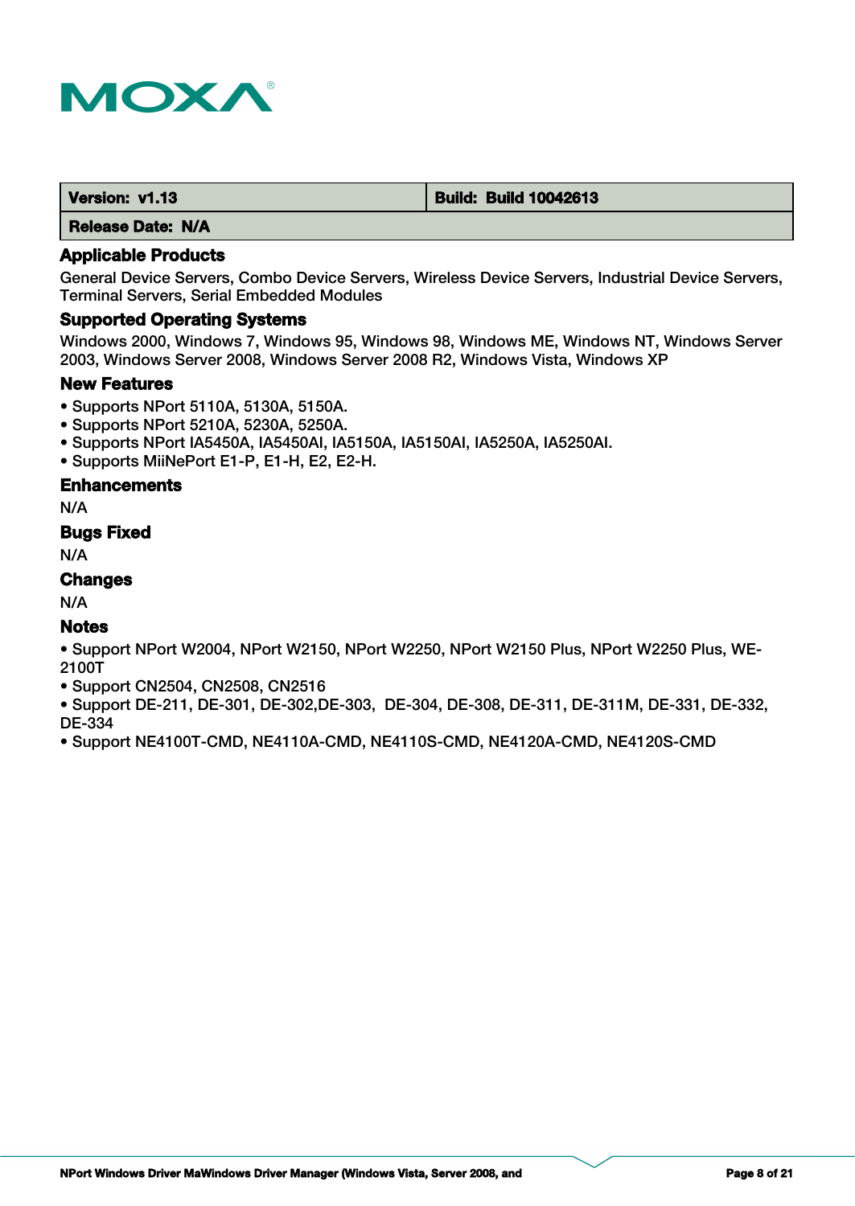| Version: v1.13 | Build: Build 10042613 |
| --- | --- |
| Release Date: N/A | |

### Applicable Products

General Device Servers, Combo Device Servers, Wireless Device Servers, Industrial Device Servers, Terminal Servers, Serial Embedded Modules

### Supported Operating Systems

Windows 2000, Windows 7, Windows 95, Windows 98, Windows ME, Windows NT, Windows Server 2003, Windows Server 2008, Windows Server 2008 R2, Windows Vista, Windows XP

### New Features

- Supports NPort 5110A, 5130A, 5150A.
- Supports NPort 5210A, 5230A, 5250A.
- Supports NPort IA5450A, IA5450AI, IA5150A, IA5150AI, IA5250A, IA5250AI.
- Supports MiiNePort E1-P, E1-H, E2, E2-H.

### Enhancements

N/A

### Bugs Fixed

N/A

### Changes

N/A

### Notes

- Support NPort W2004, NPort W2150, NPort W2250, NPort W2150 Plus, NPort W2250 Plus, WE-2100T
- Support CN2504, CN2508, CN2516
- Support DE-211, DE-301, DE-302,DE-303, DE-304, DE-308, DE-311, DE-311M, DE-331, DE-332, DE-334
- Support NE4100T-CMD, NE4110A-CMD, NE4110S-CMD, NE4120A-CMD, NE4120S-CMD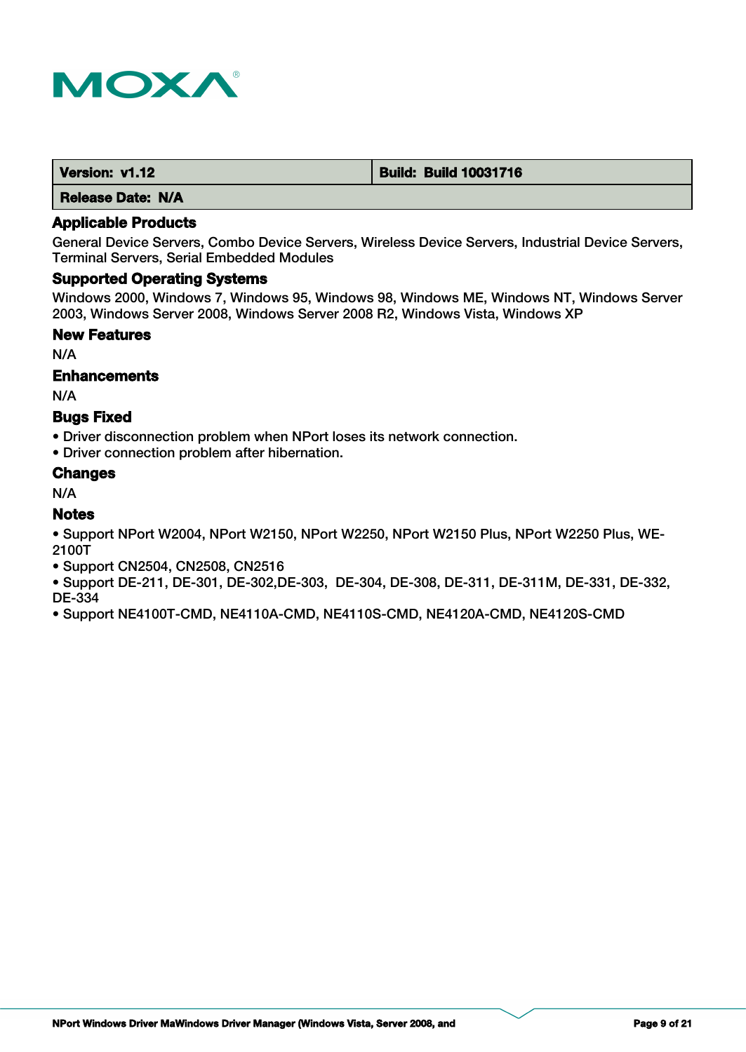| Version: v1.12 | Build: Build 10031716 |
| --- | --- |
| Release Date: N/A | |

### Applicable Products

General Device Servers, Combo Device Servers, Wireless Device Servers, Industrial Device Servers, Terminal Servers, Serial Embedded Modules

### Supported Operating Systems

Windows 2000, Windows 7, Windows 95, Windows 98, Windows ME, Windows NT, Windows Server 2003, Windows Server 2008, Windows Server 2008 R2, Windows Vista, Windows XP

### New Features

N/A

### Enhancements

N/A

### Bugs Fixed

- Driver disconnection problem when NPort loses its network connection.
- Driver connection problem after hibernation.

### Changes

N/A

### Notes

- Support NPort W2004, NPort W2150, NPort W2250, NPort W2150 Plus, NPort W2250 Plus, WE-2100T
- Support CN2504, CN2508, CN2516
- Support DE-211, DE-301, DE-302,DE-303, DE-304, DE-308, DE-311, DE-311M, DE-331, DE-332, DE-334
- Support NE4100T-CMD, NE4110A-CMD, NE4110S-CMD, NE4120A-CMD, NE4120S-CMD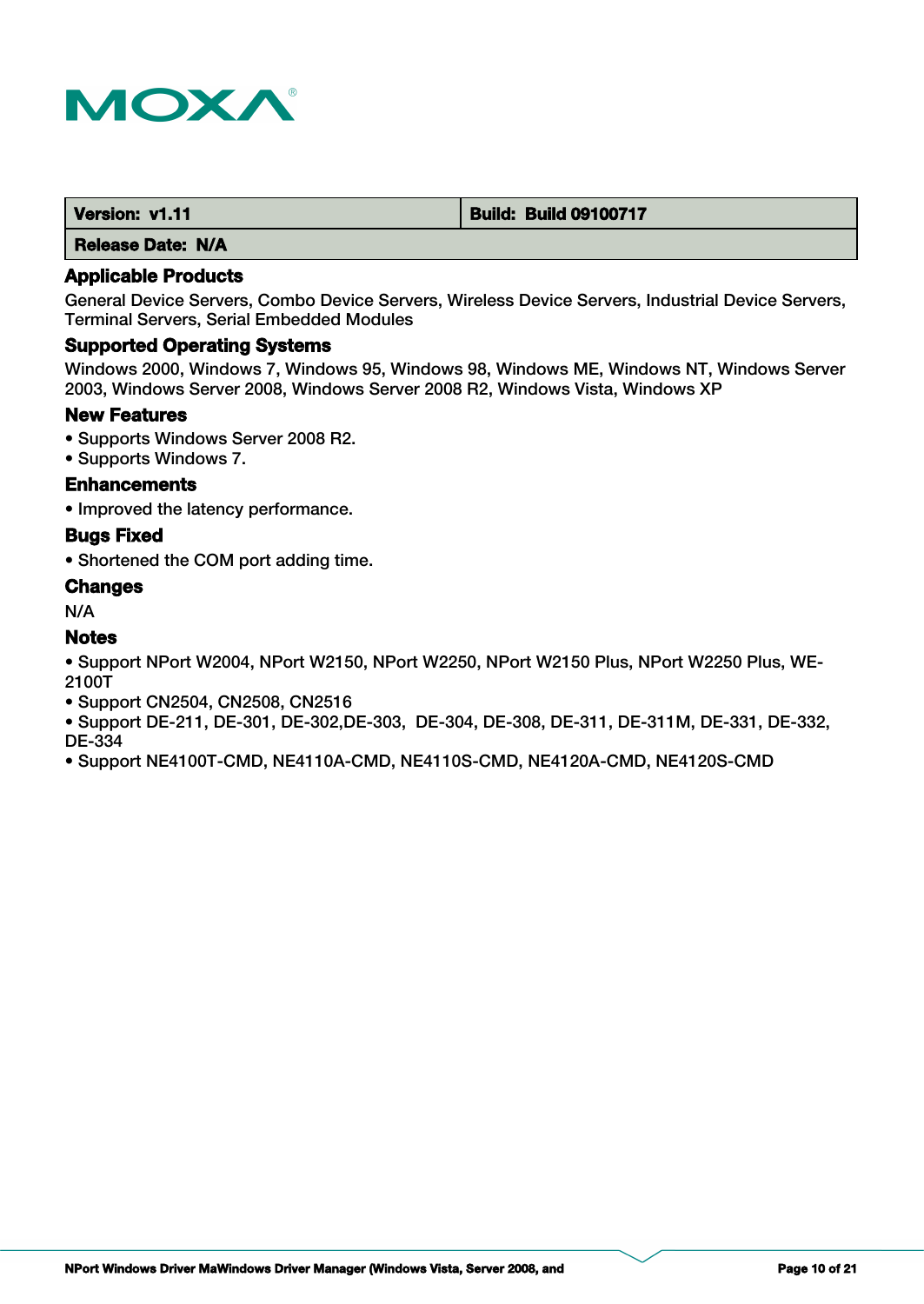| Version: v1.11 | Build: Build 09100717 |
| --- | --- |
| Release Date: N/A | |

### Applicable Products

General Device Servers, Combo Device Servers, Wireless Device Servers, Industrial Device Servers, Terminal Servers, Serial Embedded Modules

### Supported Operating Systems

Windows 2000, Windows 7, Windows 95, Windows 98, Windows ME, Windows NT, Windows Server 2003, Windows Server 2008, Windows Server 2008 R2, Windows Vista, Windows XP

### New Features

- Supports Windows Server 2008 R2.
- Supports Windows 7.

### Enhancements

- Improved the latency performance.

### Bugs Fixed

- Shortened the COM port adding time.

### Changes

N/A

### Notes

- Support NPort W2004, NPort W2150, NPort W2250, NPort W2150 Plus, NPort W2250 Plus, WE-2100T
- Support CN2504, CN2508, CN2516
- Support DE-211, DE-301, DE-302,DE-303, DE-304, DE-308, DE-311, DE-311M, DE-331, DE-332, DE-334
- Support NE4100T-CMD, NE4110A-CMD, NE4110S-CMD, NE4120A-CMD, NE4120S-CMD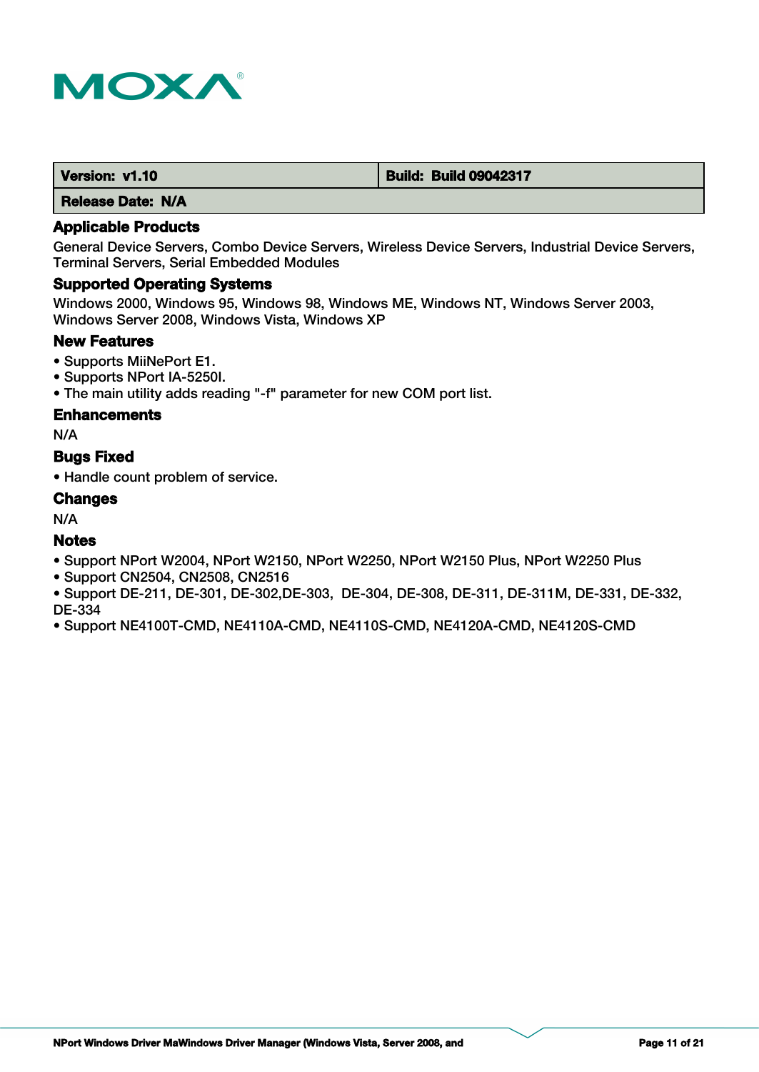| Version: v1.10 | Build: Build 09042317 |
| --- | --- |
| Release Date: N/A | |

### Applicable Products

General Device Servers, Combo Device Servers, Wireless Device Servers, Industrial Device Servers, Terminal Servers, Serial Embedded Modules

### Supported Operating Systems

Windows 2000, Windows 95, Windows 98, Windows ME, Windows NT, Windows Server 2003, Windows Server 2008, Windows Vista, Windows XP

### New Features

- Supports MiiNePort E1.
- Supports NPort IA-5250I.
- The main utility adds reading "-f" parameter for new COM port list.

### Enhancements

N/A

### Bugs Fixed

- Handle count problem of service.

### Changes

N/A

### Notes

- Support NPort W2004, NPort W2150, NPort W2250, NPort W2150 Plus, NPort W2250 Plus
- Support CN2504, CN2508, CN2516
- Support DE-211, DE-301, DE-302,DE-303, DE-304, DE-308, DE-311, DE-311M, DE-331, DE-332, DE-334
- Support NE4100T-CMD, NE4110A-CMD, NE4110S-CMD, NE4120A-CMD, NE4120S-CMD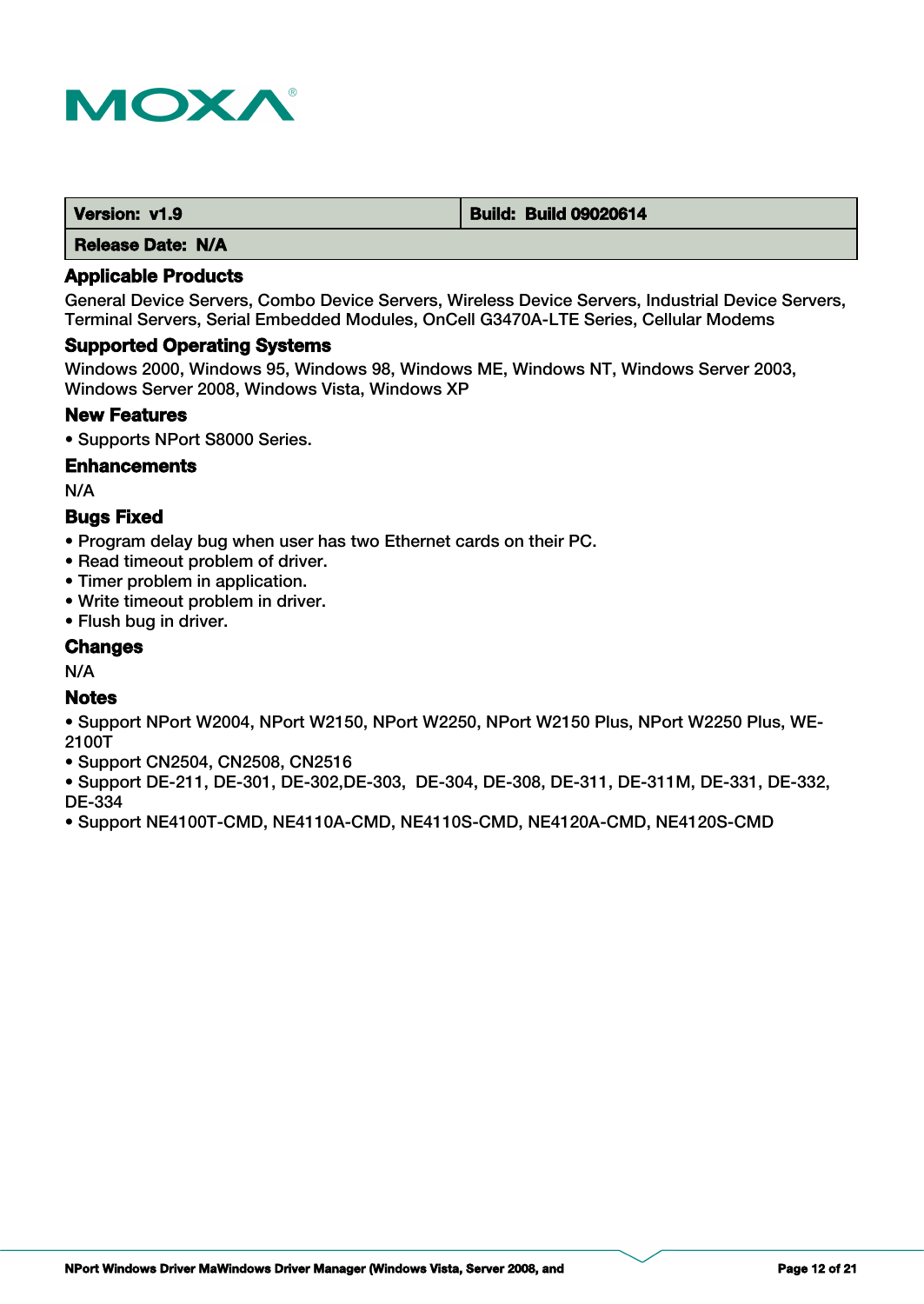| Version: v1.9 | Build: Build 09020614 |
| --- | --- |
| Release Date: N/A | |

### Applicable Products

General Device Servers, Combo Device Servers, Wireless Device Servers, Industrial Device Servers, Terminal Servers, Serial Embedded Modules, OnCell G3470A-LTE Series, Cellular Modems

### Supported Operating Systems

Windows 2000, Windows 95, Windows 98, Windows ME, Windows NT, Windows Server 2003, Windows Server 2008, Windows Vista, Windows XP

### New Features

- Supports NPort S8000 Series.

### Enhancements

N/A

### Bugs Fixed

- Program delay bug when user has two Ethernet cards on their PC.
- Read timeout problem of driver.
- Timer problem in application.
- Write timeout problem in driver.
- Flush bug in driver.

### Changes

N/A

### Notes

- Support NPort W2004, NPort W2150, NPort W2250, NPort W2150 Plus, NPort W2250 Plus, WE-2100T
- Support CN2504, CN2508, CN2516
- Support DE-211, DE-301, DE-302,DE-303, DE-304, DE-308, DE-311, DE-311M, DE-331, DE-332, DE-334
- Support NE4100T-CMD, NE4110A-CMD, NE4110S-CMD, NE4120A-CMD, NE4120S-CMD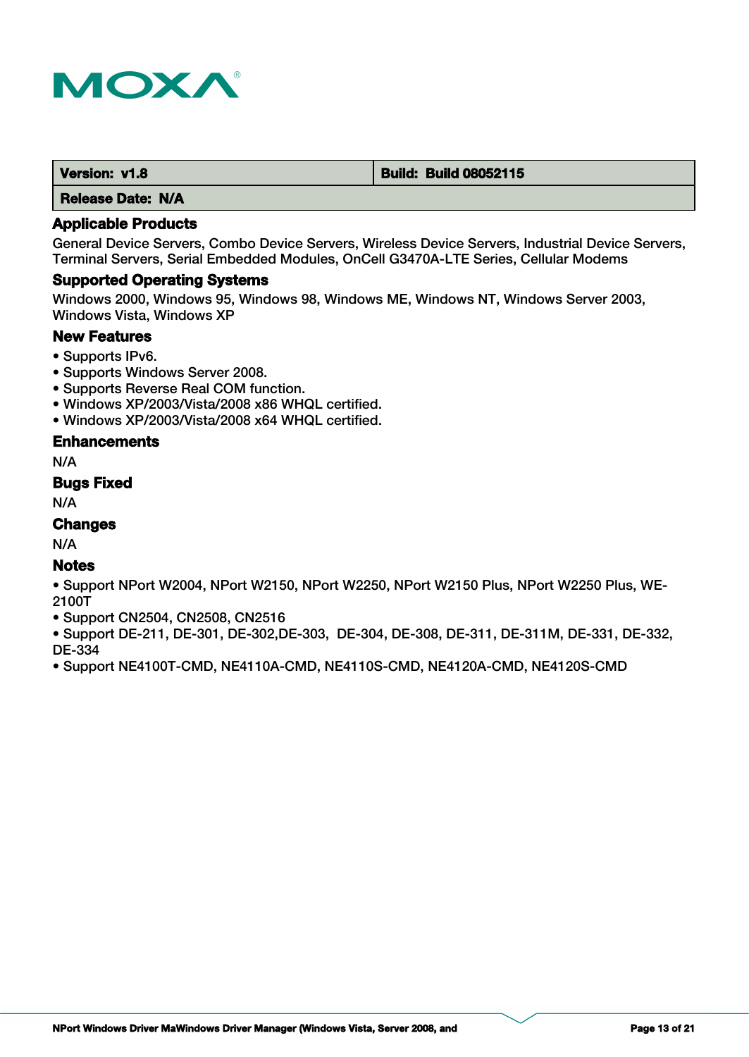| Version: v1.8 | Build: Build 08052115 |
| --- | --- |
| Release Date: N/A | |

## Applicable Products

General Device Servers, Combo Device Servers, Wireless Device Servers, Industrial Device Servers, Terminal Servers, Serial Embedded Modules, OnCell G3470A-LTE Series, Cellular Modems

## Supported Operating Systems

Windows 2000, Windows 95, Windows 98, Windows ME, Windows NT, Windows Server 2003, Windows Vista, Windows XP

## New Features

- Supports IPv6.
- Supports Windows Server 2008.
- Supports Reverse Real COM function.
- Windows XP/2003/Vista/2008 x86 WHQL certified.
- Windows XP/2003/Vista/2008 x64 WHQL certified.

## Enhancements

N/A

## Bugs Fixed

N/A

## Changes

N/A

## Notes

- Support NPort W2004, NPort W2150, NPort W2250, NPort W2150 Plus, NPort W2250 Plus, WE-2100T
- Support CN2504, CN2508, CN2516
- Support DE-211, DE-301, DE-302,DE-303, DE-304, DE-308, DE-311, DE-311M, DE-331, DE-332, DE-334
- Support NE4100T-CMD, NE4110A-CMD, NE4110S-CMD, NE4120A-CMD, NE4120S-CMD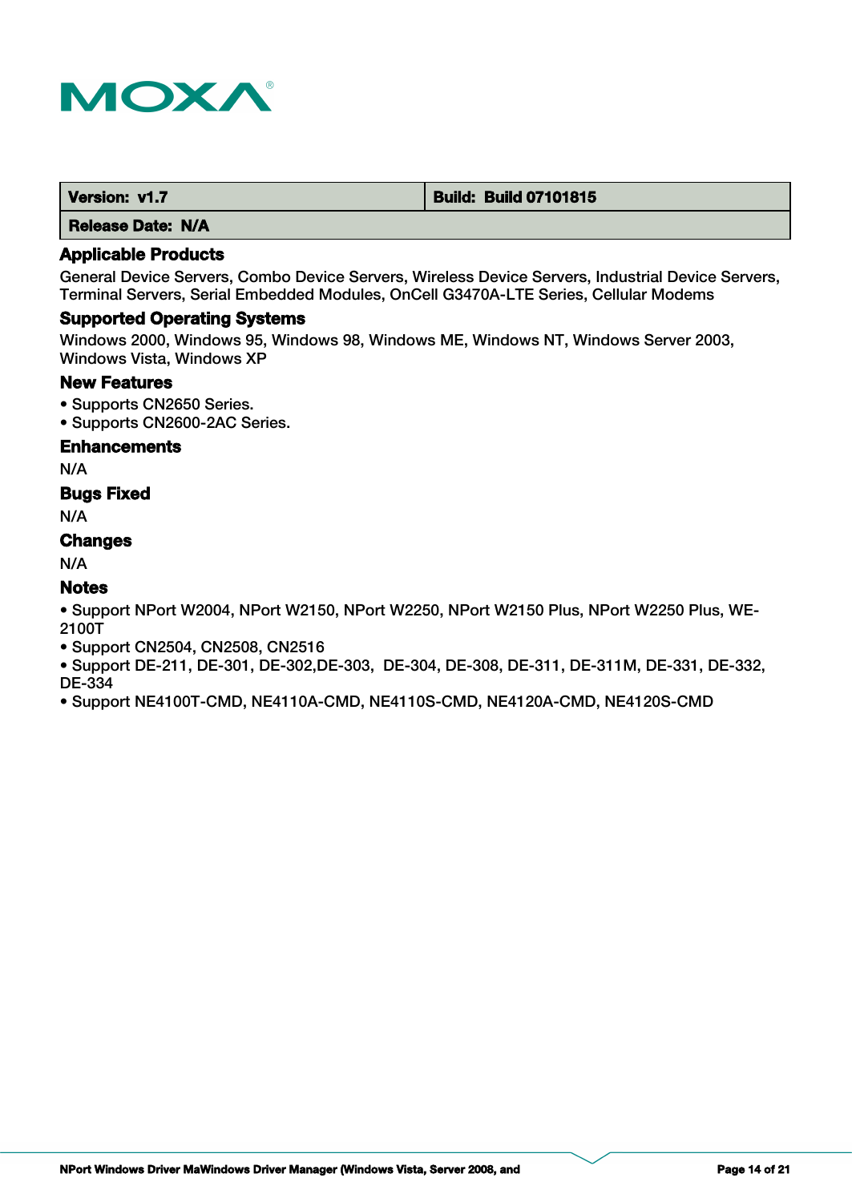| Version: v1.7 | Build: Build 07101815 |
| --- | --- |
| Release Date: N/A | |

### Applicable Products

General Device Servers, Combo Device Servers, Wireless Device Servers, Industrial Device Servers, Terminal Servers, Serial Embedded Modules, OnCell G3470A-LTE Series, Cellular Modems

### Supported Operating Systems

Windows 2000, Windows 95, Windows 98, Windows ME, Windows NT, Windows Server 2003, Windows Vista, Windows XP

### New Features

- Supports CN2650 Series.
- Supports CN2600-2AC Series.

### Enhancements

N/A

### Bugs Fixed

N/A

### Changes

N/A

### Notes

- Support NPort W2004, NPort W2150, NPort W2250, NPort W2150 Plus, NPort W2250 Plus, WE-2100T
- Support CN2504, CN2508, CN2516
- Support DE-211, DE-301, DE-302,DE-303, DE-304, DE-308, DE-311, DE-311M, DE-331, DE-332, DE-334
- Support NE4100T-CMD, NE4110A-CMD, NE4110S-CMD, NE4120A-CMD, NE4120S-CMD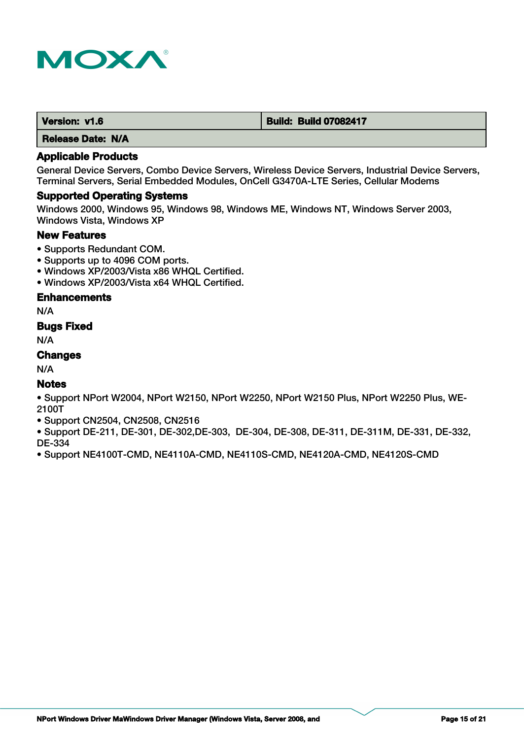| Version: v1.6 | Build: Build 07082417 |
| --- | --- |
| Release Date: N/A | |

### Applicable Products

General Device Servers, Combo Device Servers, Wireless Device Servers, Industrial Device Servers, Terminal Servers, Serial Embedded Modules, OnCell G3470A-LTE Series, Cellular Modems

### Supported Operating Systems

Windows 2000, Windows 95, Windows 98, Windows ME, Windows NT, Windows Server 2003, Windows Vista, Windows XP

### New Features

- Supports Redundant COM.
- Supports up to 4096 COM ports.
- Windows XP/2003/Vista x86 WHQL Certified.
- Windows XP/2003/Vista x64 WHQL Certified.

### Enhancements

N/A

### Bugs Fixed

N/A

### Changes

N/A

### Notes

- Support NPort W2004, NPort W2150, NPort W2250, NPort W2150 Plus, NPort W2250 Plus, WE-2100T
- Support CN2504, CN2508, CN2516
- Support DE-211, DE-301, DE-302,DE-303, DE-304, DE-308, DE-311, DE-311M, DE-331, DE-332, DE-334
- Support NE4100T-CMD, NE4110A-CMD, NE4110S-CMD, NE4120A-CMD, NE4120S-CMD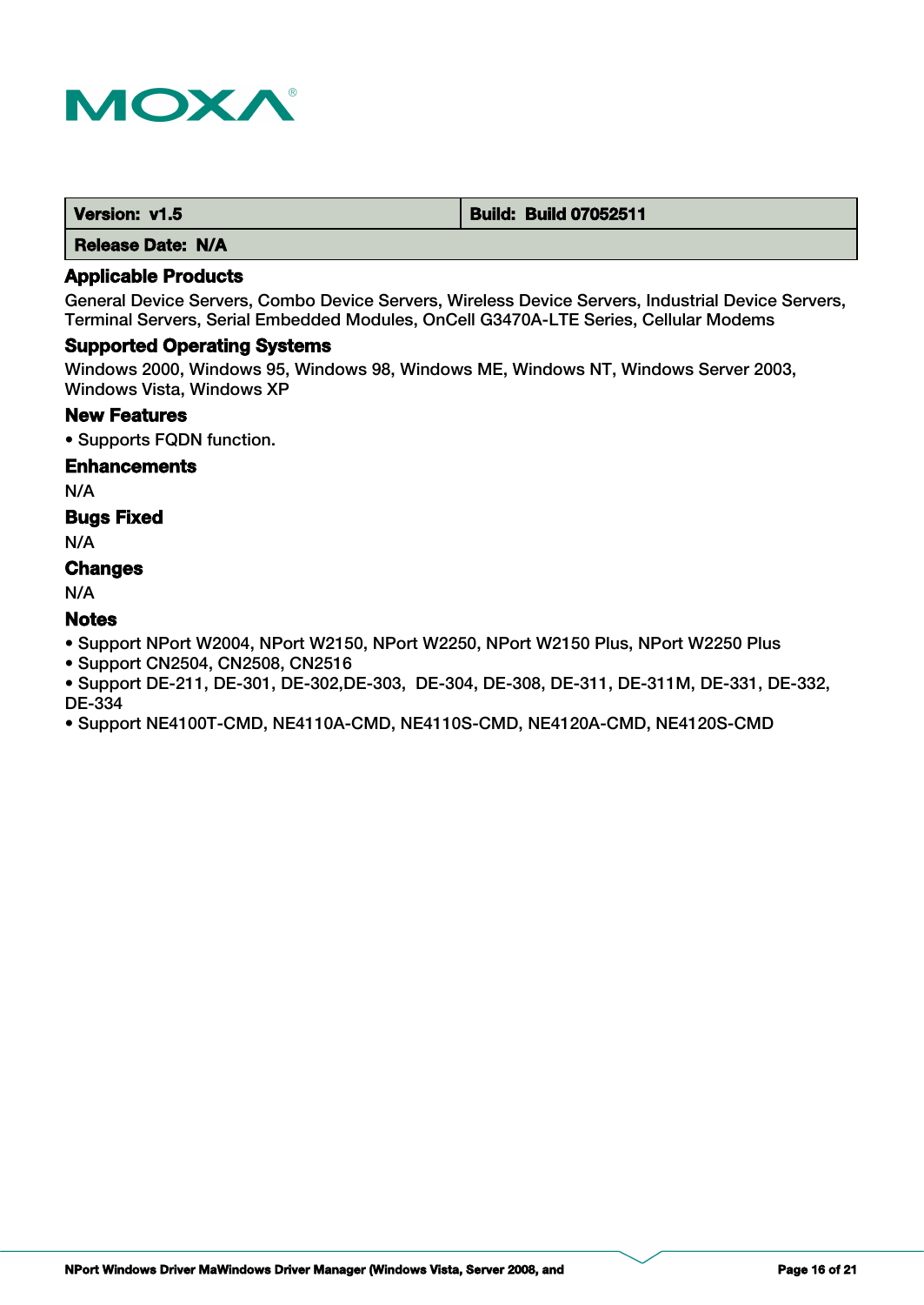| Version: v1.5 | Build: Build 07052511 |
| --- | --- |
| Release Date: N/A | |

### Applicable Products

General Device Servers, Combo Device Servers, Wireless Device Servers, Industrial Device Servers, Terminal Servers, Serial Embedded Modules, OnCell G3470A-LTE Series, Cellular Modems

### Supported Operating Systems

Windows 2000, Windows 95, Windows 98, Windows ME, Windows NT, Windows Server 2003, Windows Vista, Windows XP

### New Features

- Supports FQDN function.

### Enhancements

N/A

### Bugs Fixed

N/A

### Changes

N/A

### Notes

- Support NPort W2004, NPort W2150, NPort W2250, NPort W2150 Plus, NPort W2250 Plus
- Support CN2504, CN2508, CN2516
- Support DE-211, DE-301, DE-302,DE-303,  DE-304, DE-308, DE-311, DE-311M, DE-331, DE-332, DE-334
- Support NE4100T-CMD, NE4110A-CMD, NE4110S-CMD, NE4120A-CMD, NE4120S-CMD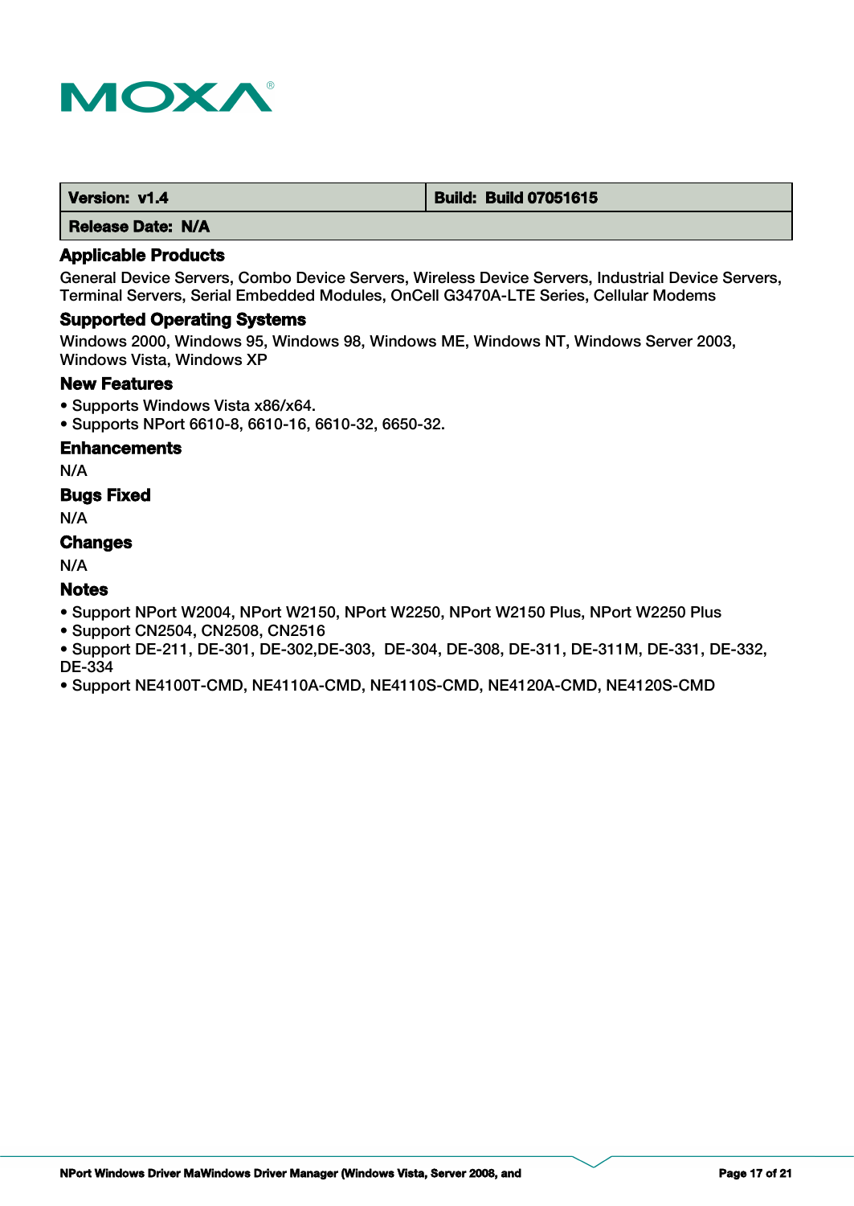| Version: v1.4 | Build: Build 07051615 |
|---|---|
| Release Date: N/A | |

### Applicable Products

General Device Servers, Combo Device Servers, Wireless Device Servers, Industrial Device Servers, Terminal Servers, Serial Embedded Modules, OnCell G3470A-LTE Series, Cellular Modems

### Supported Operating Systems

Windows 2000, Windows 95, Windows 98, Windows ME, Windows NT, Windows Server 2003, Windows Vista, Windows XP

### New Features

- Supports Windows Vista x86/x64.
- Supports NPort 6610-8, 6610-16, 6610-32, 6650-32.

### Enhancements

N/A

### Bugs Fixed

N/A

### Changes

N/A

### Notes

- Support NPort W2004, NPort W2150, NPort W2250, NPort W2150 Plus, NPort W2250 Plus
- Support CN2504, CN2508, CN2516
- Support DE-211, DE-301, DE-302,DE-303, DE-304, DE-308, DE-311, DE-311M, DE-331, DE-332, DE-334
- Support NE4100T-CMD, NE4110A-CMD, NE4110S-CMD, NE4120A-CMD, NE4120S-CMD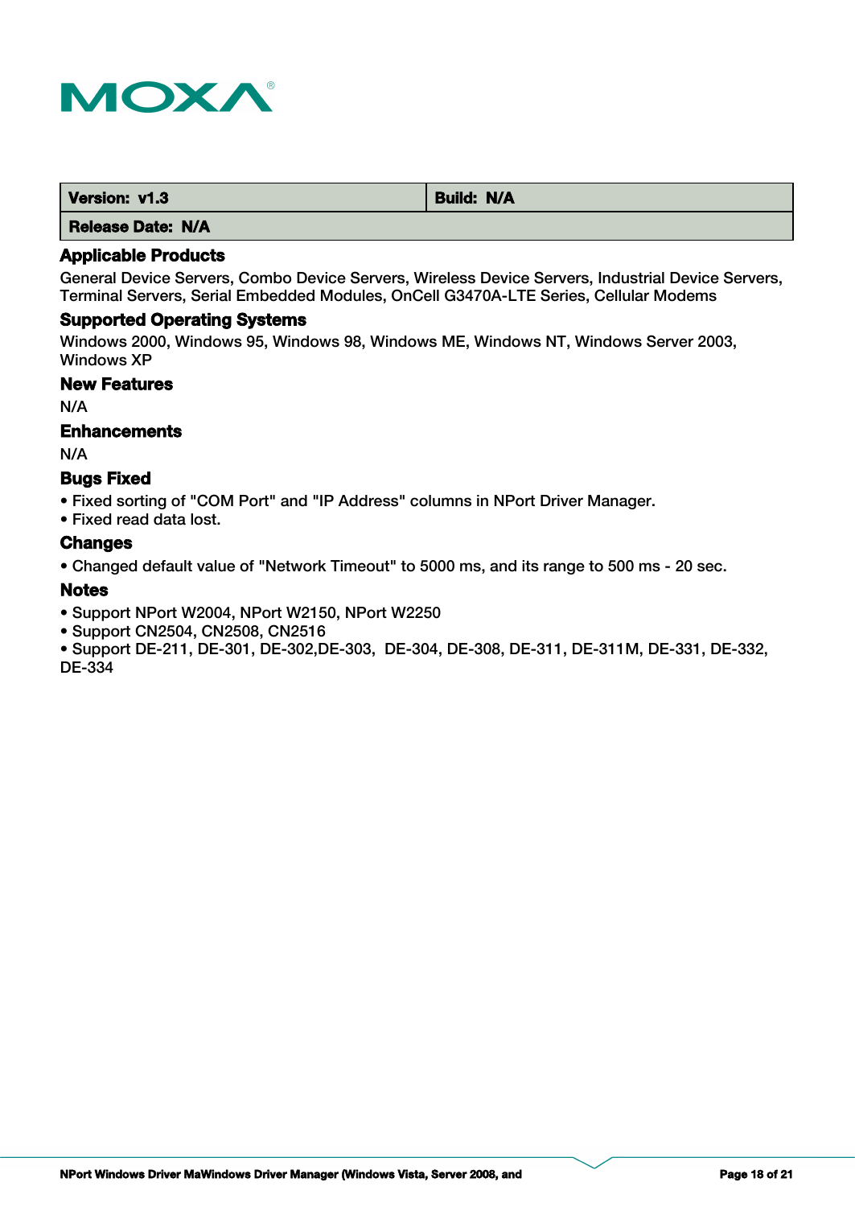| Version: v1.3 | Build: N/A |
| --- | --- |
| Release Date: N/A | |

### Applicable Products

General Device Servers, Combo Device Servers, Wireless Device Servers, Industrial Device Servers, Terminal Servers, Serial Embedded Modules, OnCell G3470A-LTE Series, Cellular Modems

### Supported Operating Systems

Windows 2000, Windows 95, Windows 98, Windows ME, Windows NT, Windows Server 2003, Windows XP

### New Features

N/A

### Enhancements

N/A

### Bugs Fixed

- Fixed sorting of "COM Port" and "IP Address" columns in NPort Driver Manager.
- Fixed read data lost.

### Changes

- Changed default value of "Network Timeout" to 5000 ms, and its range to 500 ms - 20 sec.

### Notes

- Support NPort W2004, NPort W2150, NPort W2250
- Support CN2504, CN2508, CN2516
- Support DE-211, DE-301, DE-302,DE-303, DE-304, DE-308, DE-311, DE-311M, DE-331, DE-332, DE-334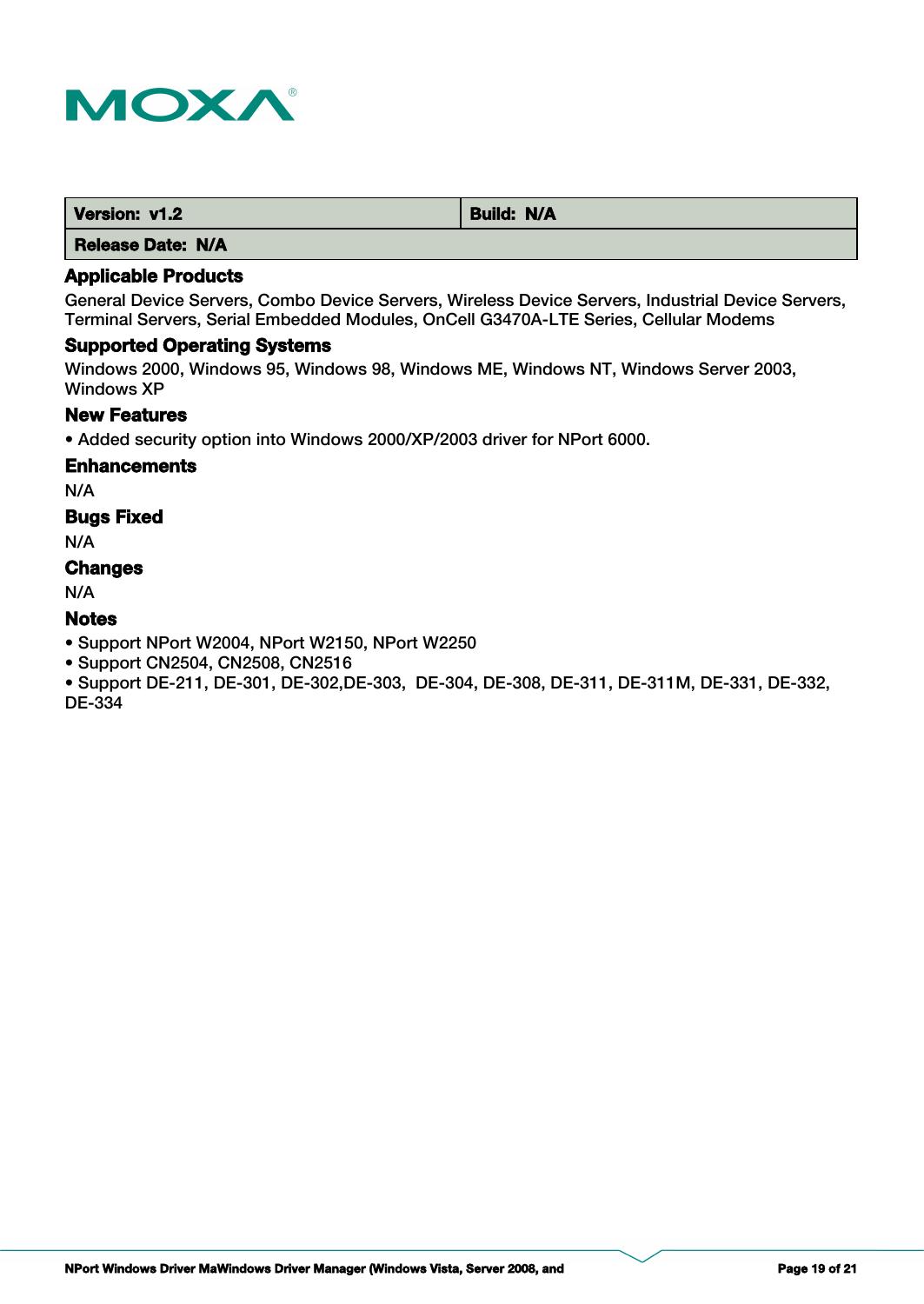| Version: v1.2 | Build: N/A |
| --- | --- |
| Release Date: N/A | |

### Applicable Products

General Device Servers, Combo Device Servers, Wireless Device Servers, Industrial Device Servers, Terminal Servers, Serial Embedded Modules, OnCell G3470A-LTE Series, Cellular Modems

### Supported Operating Systems

Windows 2000, Windows 95, Windows 98, Windows ME, Windows NT, Windows Server 2003, Windows XP

### New Features

- Added security option into Windows 2000/XP/2003 driver for NPort 6000.

### Enhancements

N/A

### Bugs Fixed

N/A

### Changes

N/A

### Notes

- Support NPort W2004, NPort W2150, NPort W2250
- Support CN2504, CN2508, CN2516
- Support DE-211, DE-301, DE-302,DE-303, DE-304, DE-308, DE-311, DE-311M, DE-331, DE-332, DE-334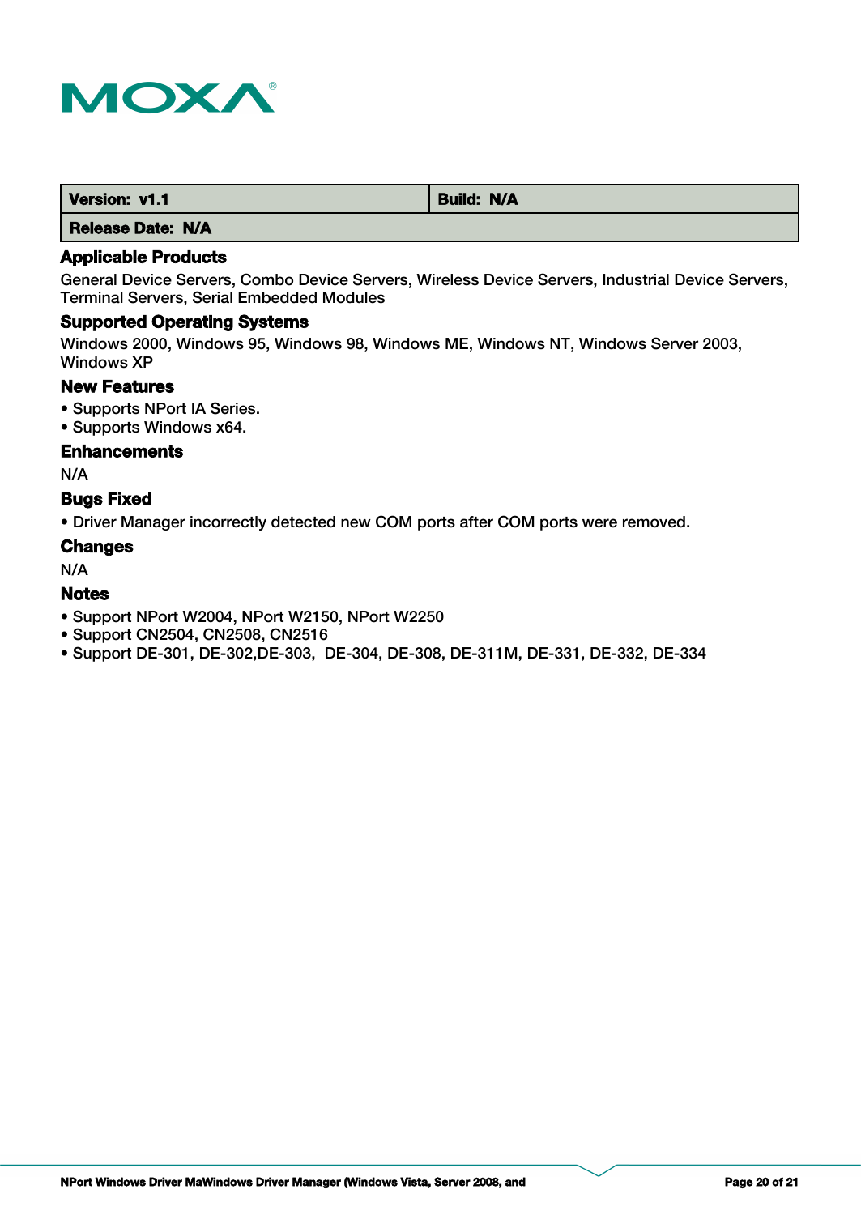| Version: v1.1 | Build: N/A |
| --- | --- |
| Release Date: N/A | |

### Applicable Products

General Device Servers, Combo Device Servers, Wireless Device Servers, Industrial Device Servers, Terminal Servers, Serial Embedded Modules

### Supported Operating Systems

Windows 2000, Windows 95, Windows 98, Windows ME, Windows NT, Windows Server 2003, Windows XP

### New Features

- Supports NPort IA Series.
- Supports Windows x64.

### Enhancements

N/A

### Bugs Fixed

- Driver Manager incorrectly detected new COM ports after COM ports were removed.

### Changes

N/A

### Notes

- Support NPort W2004, NPort W2150, NPort W2250
- Support CN2504, CN2508, CN2516
- Support DE-301, DE-302,DE-303,  DE-304, DE-308, DE-311M, DE-331, DE-332, DE-334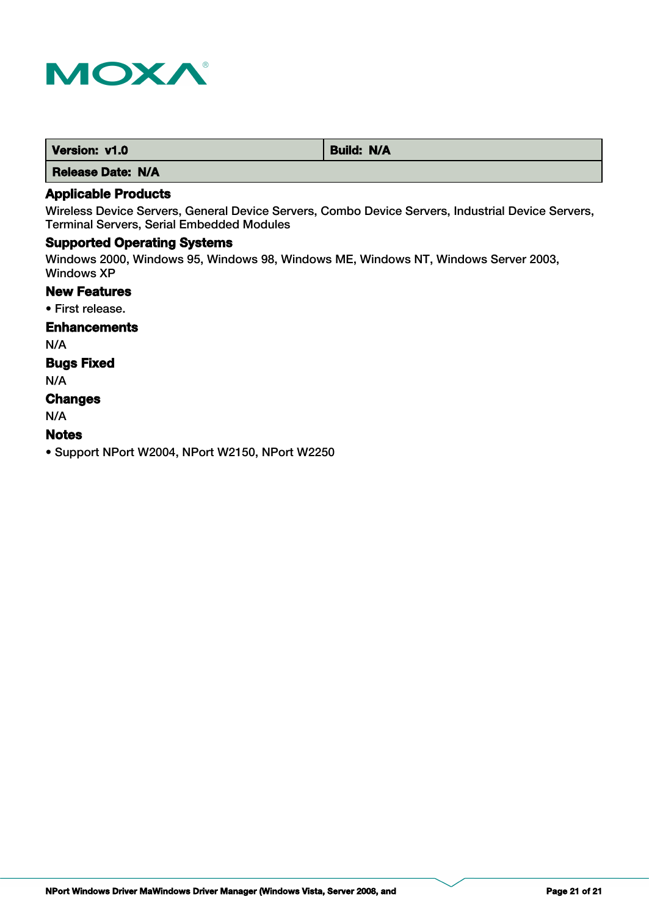| Version: v1.0 | Build: N/A |
| --- | --- |
| Release Date: N/A | |

### Applicable Products

Wireless Device Servers, General Device Servers, Combo Device Servers, Industrial Device Servers, Terminal Servers, Serial Embedded Modules

### Supported Operating Systems

Windows 2000, Windows 95, Windows 98, Windows ME, Windows NT, Windows Server 2003, Windows XP

### New Features

- First release.

### Enhancements

N/A

### Bugs Fixed

N/A

### Changes

N/A

### Notes

- Support NPort W2004, NPort W2150, NPort W2250